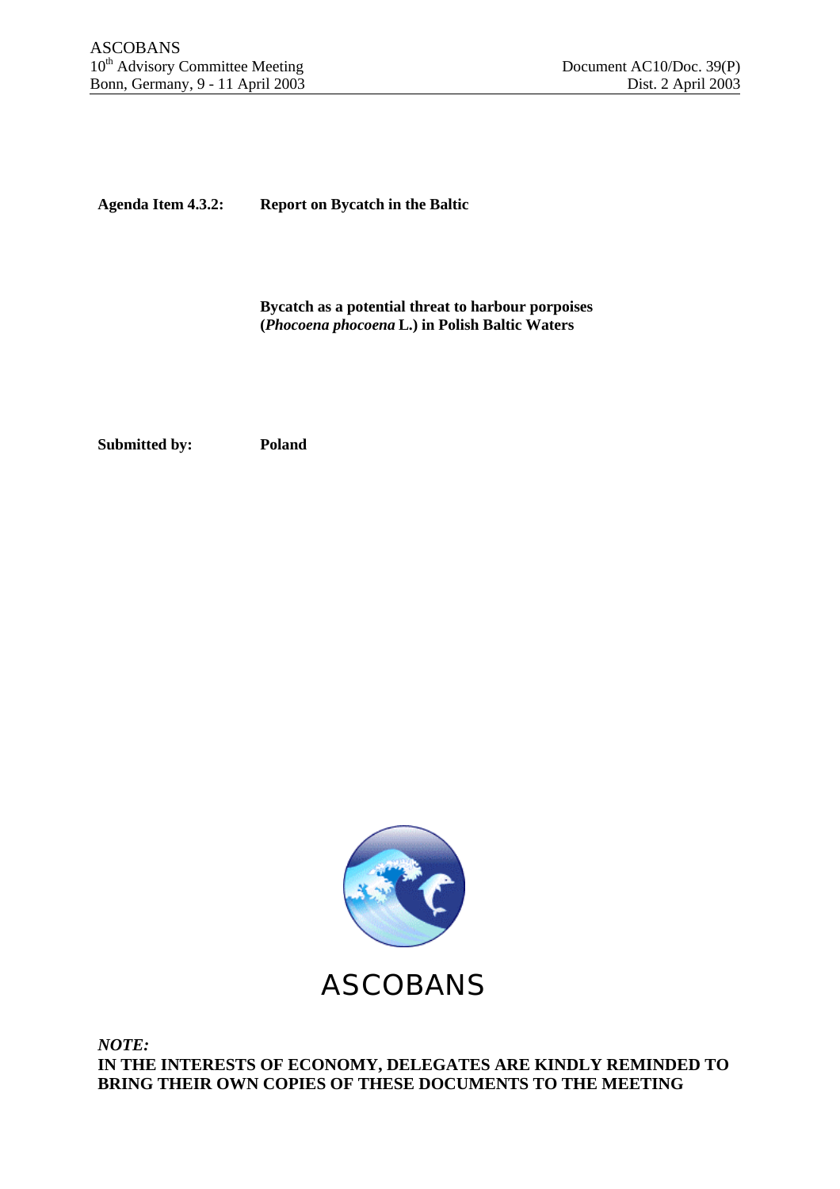ASCOBANS
10th Advisory Committee Meeting
Bonn, Germany, 9 - 11 April 2003

Document AC10/Doc. 39(P)
Dist. 2 April 2003

**Agenda Item 4.3.2:** **Report on Bycatch in the Baltic**

**Bycatch as a potential threat to harbour porpoises (*Phocoena phocoena* L.) in Polish Baltic Waters**

**Submitted by:** **Poland**

ASCOBANS

***NOTE:***
**IN THE INTERESTS OF ECONOMY, DELEGATES ARE KINDLY REMINDED TO BRING THEIR OWN COPIES OF THESE DOCUMENTS TO THE MEETING**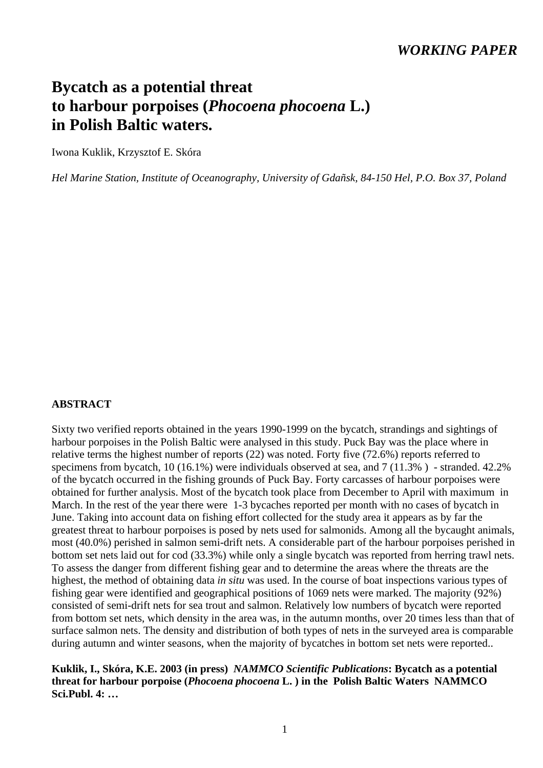***WORKING PAPER***

# Bycatch as a potential threat to harbour porpoises (*Phocoena phocoena* L.) in Polish Baltic waters.

Iwona Kuklik, Krzysztof E. Skóra

*Hel Marine Station, Institute of Oceanography, University of Gdañsk, 84-150 Hel, P.O. Box 37, Poland*

## ABSTRACT

Sixty two verified reports obtained in the years 1990-1999 on the bycatch, strandings and sightings of harbour porpoises in the Polish Baltic were analysed in this study. Puck Bay was the place where in relative terms the highest number of reports (22) was noted. Forty five (72.6%) reports referred to specimens from bycatch, 10 (16.1%) were individuals observed at sea, and 7 (11.3% ) - stranded. 42.2% of the bycatch occurred in the fishing grounds of Puck Bay. Forty carcasses of harbour porpoises were obtained for further analysis. Most of the bycatch took place from December to April with maximum in March. In the rest of the year there were 1-3 bycaches reported per month with no cases of bycatch in June. Taking into account data on fishing effort collected for the study area it appears as by far the greatest threat to harbour porpoises is posed by nets used for salmonids. Among all the bycaught animals, most (40.0%) perished in salmon semi-drift nets. A considerable part of the harbour porpoises perished in bottom set nets laid out for cod (33.3%) while only a single bycatch was reported from herring trawl nets. To assess the danger from different fishing gear and to determine the areas where the threats are the highest, the method of obtaining data *in situ* was used. In the course of boat inspections various types of fishing gear were identified and geographical positions of 1069 nets were marked. The majority (92%) consisted of semi-drift nets for sea trout and salmon. Relatively low numbers of bycatch were reported from bottom set nets, which density in the area was, in the autumn months, over 20 times less than that of surface salmon nets. The density and distribution of both types of nets in the surveyed area is comparable during autumn and winter seasons, when the majority of bycatches in bottom set nets were reported..

**Kuklik, I., Skóra, K.E. 2003 (in press)** ***NAMMCO Scientific Publications*****: Bycatch as a potential threat for harbour porpoise (*Phocoena phocoena* L. ) in the Polish Baltic Waters NAMMCO Sci.Publ. 4: …**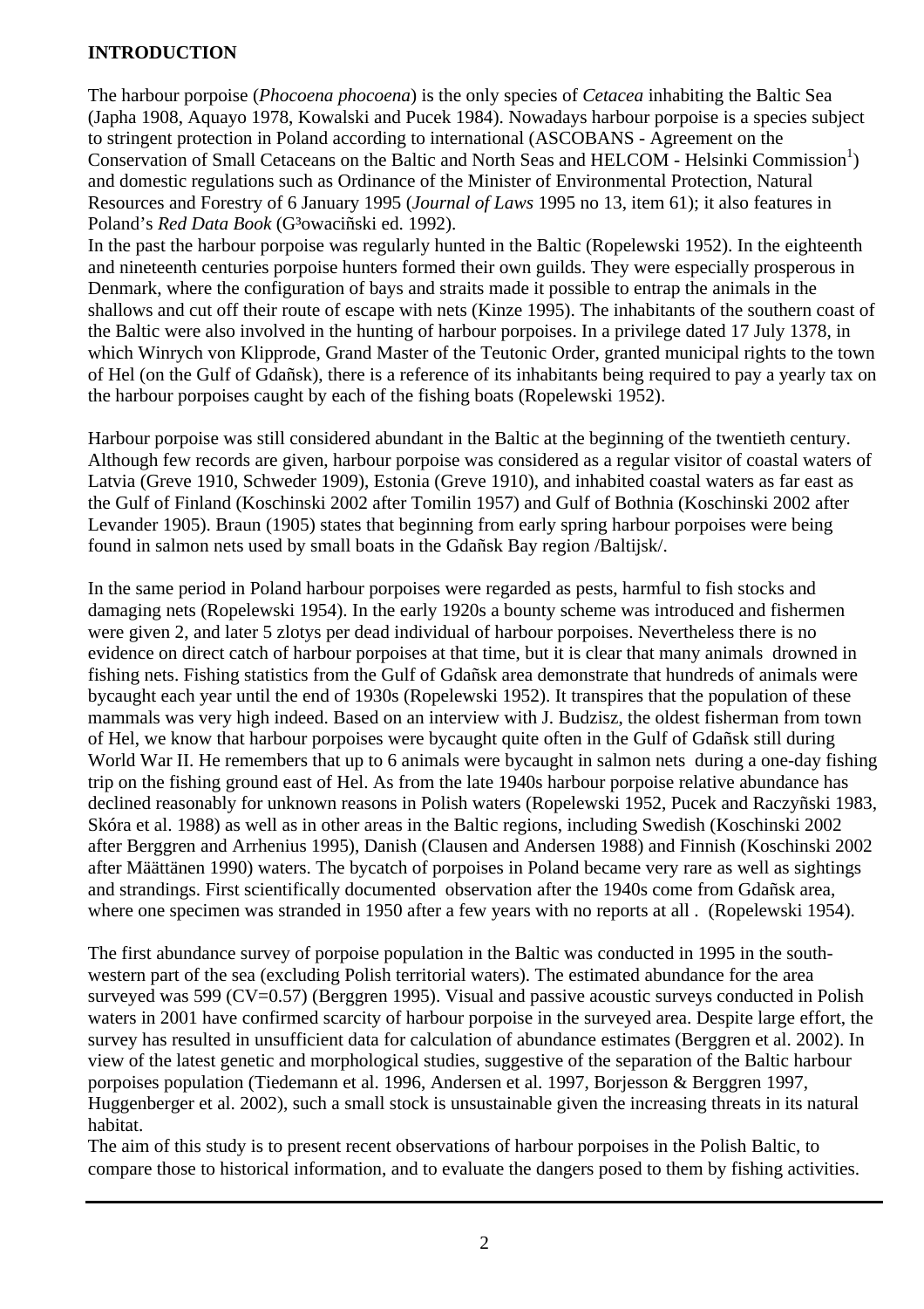## INTRODUCTION

The harbour porpoise (*Phocoena phocoena*) is the only species of *Cetacea* inhabiting the Baltic Sea (Japha 1908, Aquayo 1978, Kowalski and Pucek 1984). Nowadays harbour porpoise is a species subject to stringent protection in Poland according to international (ASCOBANS - Agreement on the Conservation of Small Cetaceans on the Baltic and North Seas and HELCOM - Helsinki Commission[1]) and domestic regulations such as Ordinance of the Minister of Environmental Protection, Natural Resources and Forestry of 6 January 1995 (*Journal of Laws* 1995 no 13, item 61); it also features in Poland's *Red Data Book* (G³owaciñski ed. 1992).

In the past the harbour porpoise was regularly hunted in the Baltic (Ropelewski 1952). In the eighteenth and nineteenth centuries porpoise hunters formed their own guilds. They were especially prosperous in Denmark, where the configuration of bays and straits made it possible to entrap the animals in the shallows and cut off their route of escape with nets (Kinze 1995). The inhabitants of the southern coast of the Baltic were also involved in the hunting of harbour porpoises. In a privilege dated 17 July 1378, in which Winrych von Klipprode, Grand Master of the Teutonic Order, granted municipal rights to the town of Hel (on the Gulf of Gdañsk), there is a reference of its inhabitants being required to pay a yearly tax on the harbour porpoises caught by each of the fishing boats (Ropelewski 1952).

Harbour porpoise was still considered abundant in the Baltic at the beginning of the twentieth century. Although few records are given, harbour porpoise was considered as a regular visitor of coastal waters of Latvia (Greve 1910, Schweder 1909), Estonia (Greve 1910), and inhabited coastal waters as far east as the Gulf of Finland (Koschinski 2002 after Tomilin 1957) and Gulf of Bothnia (Koschinski 2002 after Levander 1905). Braun (1905) states that beginning from early spring harbour porpoises were being found in salmon nets used by small boats in the Gdañsk Bay region /Baltijsk/.

In the same period in Poland harbour porpoises were regarded as pests, harmful to fish stocks and damaging nets (Ropelewski 1954). In the early 1920s a bounty scheme was introduced and fishermen were given 2, and later 5 zlotys per dead individual of harbour porpoises. Nevertheless there is no evidence on direct catch of harbour porpoises at that time, but it is clear that many animals drowned in fishing nets. Fishing statistics from the Gulf of Gdañsk area demonstrate that hundreds of animals were bycaught each year until the end of 1930s (Ropelewski 1952). It transpires that the population of these mammals was very high indeed. Based on an interview with J. Budzisz, the oldest fisherman from town of Hel, we know that harbour porpoises were bycaught quite often in the Gulf of Gdañsk still during World War II. He remembers that up to 6 animals were bycaught in salmon nets during a one-day fishing trip on the fishing ground east of Hel. As from the late 1940s harbour porpoise relative abundance has declined reasonably for unknown reasons in Polish waters (Ropelewski 1952, Pucek and Raczyñski 1983, Skóra et al. 1988) as well as in other areas in the Baltic regions, including Swedish (Koschinski 2002 after Berggren and Arrhenius 1995), Danish (Clausen and Andersen 1988) and Finnish (Koschinski 2002 after Määttänen 1990) waters. The bycatch of porpoises in Poland became very rare as well as sightings and strandings. First scientifically documented observation after the 1940s come from Gdañsk area, where one specimen was stranded in 1950 after a few years with no reports at all . (Ropelewski 1954).

The first abundance survey of porpoise population in the Baltic was conducted in 1995 in the south-western part of the sea (excluding Polish territorial waters). The estimated abundance for the area surveyed was 599 (CV=0.57) (Berggren 1995). Visual and passive acoustic surveys conducted in Polish waters in 2001 have confirmed scarcity of harbour porpoise in the surveyed area. Despite large effort, the survey has resulted in unsufficient data for calculation of abundance estimates (Berggren et al. 2002). In view of the latest genetic and morphological studies, suggestive of the separation of the Baltic harbour porpoises population (Tiedemann et al. 1996, Andersen et al. 1997, Borjesson & Berggren 1997, Huggenberger et al. 2002), such a small stock is unsustainable given the increasing threats in its natural habitat.

The aim of this study is to present recent observations of harbour porpoises in the Polish Baltic, to compare those to historical information, and to evaluate the dangers posed to them by fishing activities.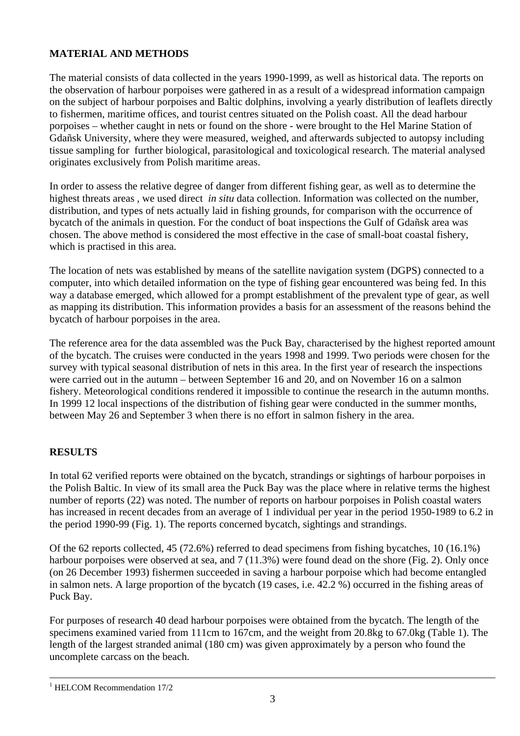## MATERIAL AND METHODS

The material consists of data collected in the years 1990-1999, as well as historical data. The reports on the observation of harbour porpoises were gathered in as a result of a widespread information campaign on the subject of harbour porpoises and Baltic dolphins, involving a yearly distribution of leaflets directly to fishermen, maritime offices, and tourist centres situated on the Polish coast. All the dead harbour porpoises – whether caught in nets or found on the shore - were brought to the Hel Marine Station of Gdañsk University, where they were measured, weighed, and afterwards subjected to autopsy including tissue sampling for further biological, parasitological and toxicological research. The material analysed originates exclusively from Polish maritime areas.

In order to assess the relative degree of danger from different fishing gear, as well as to determine the highest threats areas , we used direct *in situ* data collection. Information was collected on the number, distribution, and types of nets actually laid in fishing grounds, for comparison with the occurrence of bycatch of the animals in question. For the conduct of boat inspections the Gulf of Gdañsk area was chosen. The above method is considered the most effective in the case of small-boat coastal fishery, which is practised in this area.

The location of nets was established by means of the satellite navigation system (DGPS) connected to a computer, into which detailed information on the type of fishing gear encountered was being fed. In this way a database emerged, which allowed for a prompt establishment of the prevalent type of gear, as well as mapping its distribution. This information provides a basis for an assessment of the reasons behind the bycatch of harbour porpoises in the area.

The reference area for the data assembled was the Puck Bay, characterised by the highest reported amount of the bycatch. The cruises were conducted in the years 1998 and 1999. Two periods were chosen for the survey with typical seasonal distribution of nets in this area. In the first year of research the inspections were carried out in the autumn – between September 16 and 20, and on November 16 on a salmon fishery. Meteorological conditions rendered it impossible to continue the research in the autumn months. In 1999 12 local inspections of the distribution of fishing gear were conducted in the summer months, between May 26 and September 3 when there is no effort in salmon fishery in the area.

## RESULTS

In total 62 verified reports were obtained on the bycatch, strandings or sightings of harbour porpoises in the Polish Baltic. In view of its small area the Puck Bay was the place where in relative terms the highest number of reports (22) was noted. The number of reports on harbour porpoises in Polish coastal waters has increased in recent decades from an average of 1 individual per year in the period 1950-1989 to 6.2 in the period 1990-99 (Fig. 1). The reports concerned bycatch, sightings and strandings.

Of the 62 reports collected, 45 (72.6%) referred to dead specimens from fishing bycatches, 10 (16.1%) harbour porpoises were observed at sea, and 7 (11.3%) were found dead on the shore (Fig. 2). Only once (on 26 December 1993) fishermen succeeded in saving a harbour porpoise which had become entangled in salmon nets. A large proportion of the bycatch (19 cases, i.e. 42.2 %) occurred in the fishing areas of Puck Bay.

For purposes of research 40 dead harbour porpoises were obtained from the bycatch. The length of the specimens examined varied from 111cm to 167cm, and the weight from 20.8kg to 67.0kg (Table 1). The length of the largest stranded animal (180 cm) was given approximately by a person who found the uncomplete carcass on the beach.

---

[1] HELCOM Recommendation 17/2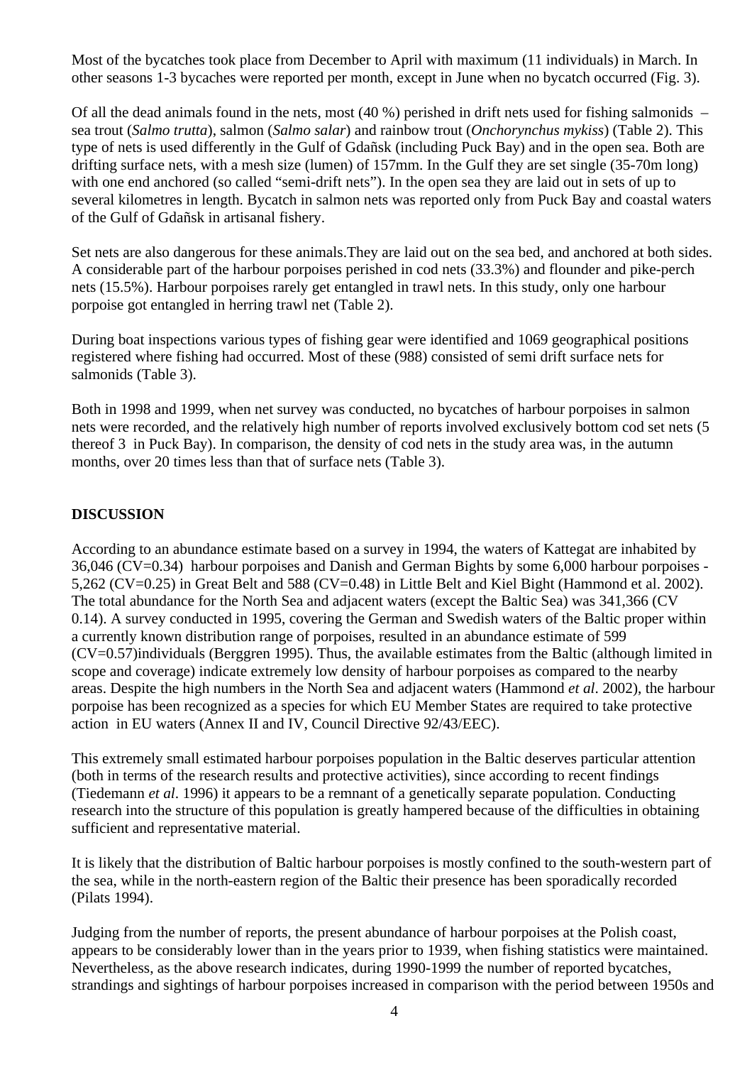Most of the bycatches took place from December to April with maximum (11 individuals) in March. In other seasons 1-3 bycaches were reported per month, except in June when no bycatch occurred (Fig. 3).

Of all the dead animals found in the nets, most (40 %) perished in drift nets used for fishing salmonids – sea trout (*Salmo trutta*), salmon (*Salmo salar*) and rainbow trout (*Onchorynchus mykiss*) (Table 2). This type of nets is used differently in the Gulf of Gdañsk (including Puck Bay) and in the open sea. Both are drifting surface nets, with a mesh size (lumen) of 157mm. In the Gulf they are set single (35-70m long) with one end anchored (so called "semi-drift nets"). In the open sea they are laid out in sets of up to several kilometres in length. Bycatch in salmon nets was reported only from Puck Bay and coastal waters of the Gulf of Gdañsk in artisanal fishery.

Set nets are also dangerous for these animals.They are laid out on the sea bed, and anchored at both sides. A considerable part of the harbour porpoises perished in cod nets (33.3%) and flounder and pike-perch nets (15.5%). Harbour porpoises rarely get entangled in trawl nets. In this study, only one harbour porpoise got entangled in herring trawl net (Table 2).

During boat inspections various types of fishing gear were identified and 1069 geographical positions registered where fishing had occurred. Most of these (988) consisted of semi drift surface nets for salmonids (Table 3).

Both in 1998 and 1999, when net survey was conducted, no bycatches of harbour porpoises in salmon nets were recorded, and the relatively high number of reports involved exclusively bottom cod set nets (5 thereof 3 in Puck Bay). In comparison, the density of cod nets in the study area was, in the autumn months, over 20 times less than that of surface nets (Table 3).

## DISCUSSION

According to an abundance estimate based on a survey in 1994, the waters of Kattegat are inhabited by 36,046 (CV=0.34) harbour porpoises and Danish and German Bights by some 6,000 harbour porpoises - 5,262 (CV=0.25) in Great Belt and 588 (CV=0.48) in Little Belt and Kiel Bight (Hammond et al. 2002). The total abundance for the North Sea and adjacent waters (except the Baltic Sea) was 341,366 (CV 0.14). A survey conducted in 1995, covering the German and Swedish waters of the Baltic proper within a currently known distribution range of porpoises, resulted in an abundance estimate of 599 (CV=0.57)individuals (Berggren 1995). Thus, the available estimates from the Baltic (although limited in scope and coverage) indicate extremely low density of harbour porpoises as compared to the nearby areas. Despite the high numbers in the North Sea and adjacent waters (Hammond *et al*. 2002), the harbour porpoise has been recognized as a species for which EU Member States are required to take protective action in EU waters (Annex II and IV, Council Directive 92/43/EEC).

This extremely small estimated harbour porpoises population in the Baltic deserves particular attention (both in terms of the research results and protective activities), since according to recent findings (Tiedemann *et al*. 1996) it appears to be a remnant of a genetically separate population. Conducting research into the structure of this population is greatly hampered because of the difficulties in obtaining sufficient and representative material.

It is likely that the distribution of Baltic harbour porpoises is mostly confined to the south-western part of the sea, while in the north-eastern region of the Baltic their presence has been sporadically recorded (Pilats 1994).

Judging from the number of reports, the present abundance of harbour porpoises at the Polish coast, appears to be considerably lower than in the years prior to 1939, when fishing statistics were maintained. Nevertheless, as the above research indicates, during 1990-1999 the number of reported bycatches, strandings and sightings of harbour porpoises increased in comparison with the period between 1950s and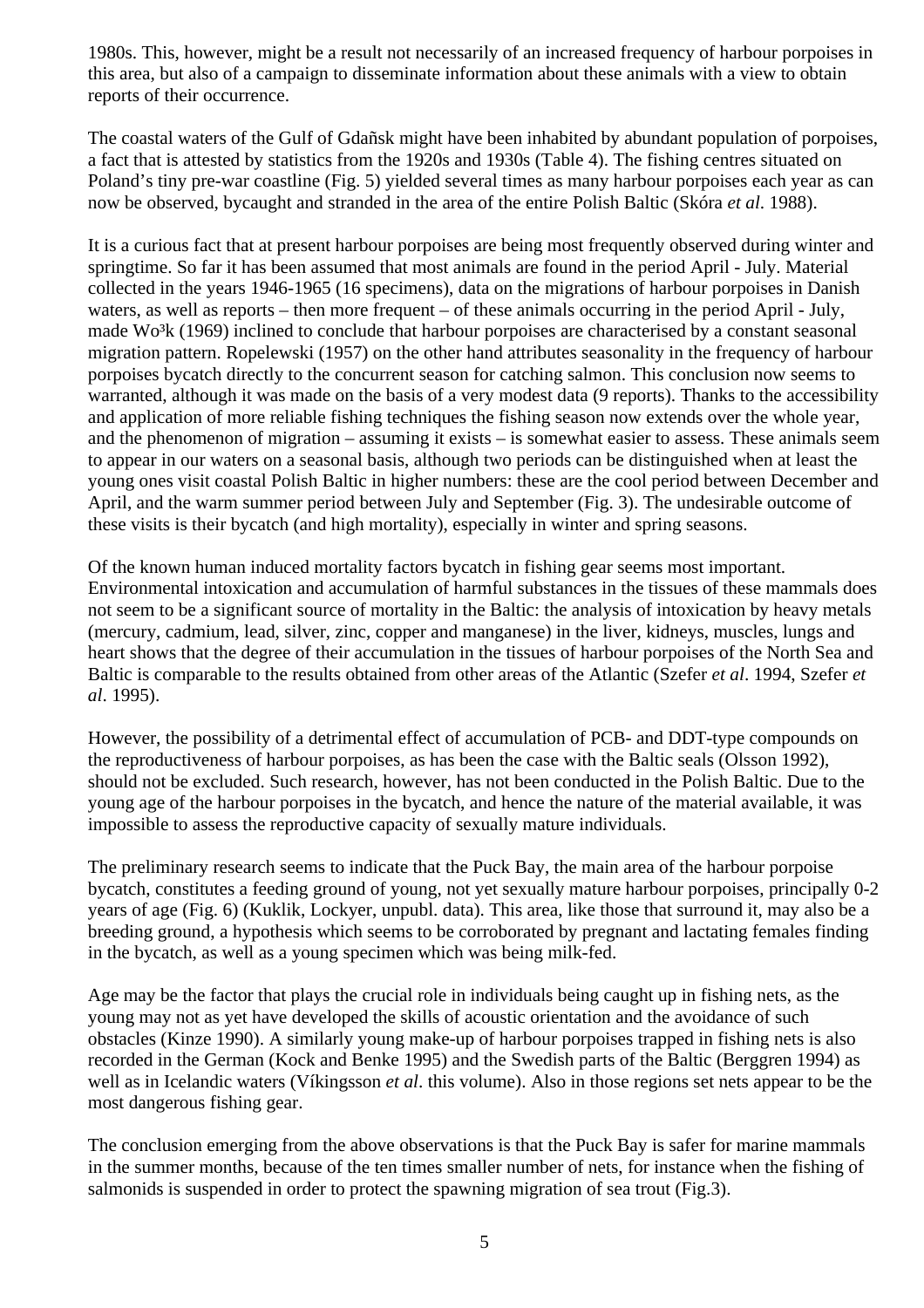1980s. This, however, might be a result not necessarily of an increased frequency of harbour porpoises in this area, but also of a campaign to disseminate information about these animals with a view to obtain reports of their occurrence.

The coastal waters of the Gulf of Gdañsk might have been inhabited by abundant population of porpoises, a fact that is attested by statistics from the 1920s and 1930s (Table 4). The fishing centres situated on Poland's tiny pre-war coastline (Fig. 5) yielded several times as many harbour porpoises each year as can now be observed, bycaught and stranded in the area of the entire Polish Baltic (Skóra *et al.* 1988).

It is a curious fact that at present harbour porpoises are being most frequently observed during winter and springtime. So far it has been assumed that most animals are found in the period April - July. Material collected in the years 1946-1965 (16 specimens), data on the migrations of harbour porpoises in Danish waters, as well as reports – then more frequent – of these animals occurring in the period April - July, made Wo³k (1969) inclined to conclude that harbour porpoises are characterised by a constant seasonal migration pattern. Ropelewski (1957) on the other hand attributes seasonality in the frequency of harbour porpoises bycatch directly to the concurrent season for catching salmon. This conclusion now seems to warranted, although it was made on the basis of a very modest data (9 reports). Thanks to the accessibility and application of more reliable fishing techniques the fishing season now extends over the whole year, and the phenomenon of migration – assuming it exists – is somewhat easier to assess. These animals seem to appear in our waters on a seasonal basis, although two periods can be distinguished when at least the young ones visit coastal Polish Baltic in higher numbers: these are the cool period between December and April, and the warm summer period between July and September (Fig. 3). The undesirable outcome of these visits is their bycatch (and high mortality), especially in winter and spring seasons.

Of the known human induced mortality factors bycatch in fishing gear seems most important. Environmental intoxication and accumulation of harmful substances in the tissues of these mammals does not seem to be a significant source of mortality in the Baltic: the analysis of intoxication by heavy metals (mercury, cadmium, lead, silver, zinc, copper and manganese) in the liver, kidneys, muscles, lungs and heart shows that the degree of their accumulation in the tissues of harbour porpoises of the North Sea and Baltic is comparable to the results obtained from other areas of the Atlantic (Szefer *et al*. 1994, Szefer *et al*. 1995).

However, the possibility of a detrimental effect of accumulation of PCB- and DDT-type compounds on the reproductiveness of harbour porpoises, as has been the case with the Baltic seals (Olsson 1992), should not be excluded. Such research, however, has not been conducted in the Polish Baltic. Due to the young age of the harbour porpoises in the bycatch, and hence the nature of the material available, it was impossible to assess the reproductive capacity of sexually mature individuals.

The preliminary research seems to indicate that the Puck Bay, the main area of the harbour porpoise bycatch, constitutes a feeding ground of young, not yet sexually mature harbour porpoises, principally 0-2 years of age (Fig. 6) (Kuklik, Lockyer, unpubl. data). This area, like those that surround it, may also be a breeding ground, a hypothesis which seems to be corroborated by pregnant and lactating females finding in the bycatch, as well as a young specimen which was being milk-fed.

Age may be the factor that plays the crucial role in individuals being caught up in fishing nets, as the young may not as yet have developed the skills of acoustic orientation and the avoidance of such obstacles (Kinze 1990). A similarly young make-up of harbour porpoises trapped in fishing nets is also recorded in the German (Kock and Benke 1995) and the Swedish parts of the Baltic (Berggren 1994) as well as in Icelandic waters (Víkingsson *et al*. this volume). Also in those regions set nets appear to be the most dangerous fishing gear.

The conclusion emerging from the above observations is that the Puck Bay is safer for marine mammals in the summer months, because of the ten times smaller number of nets, for instance when the fishing of salmonids is suspended in order to protect the spawning migration of sea trout (Fig.3).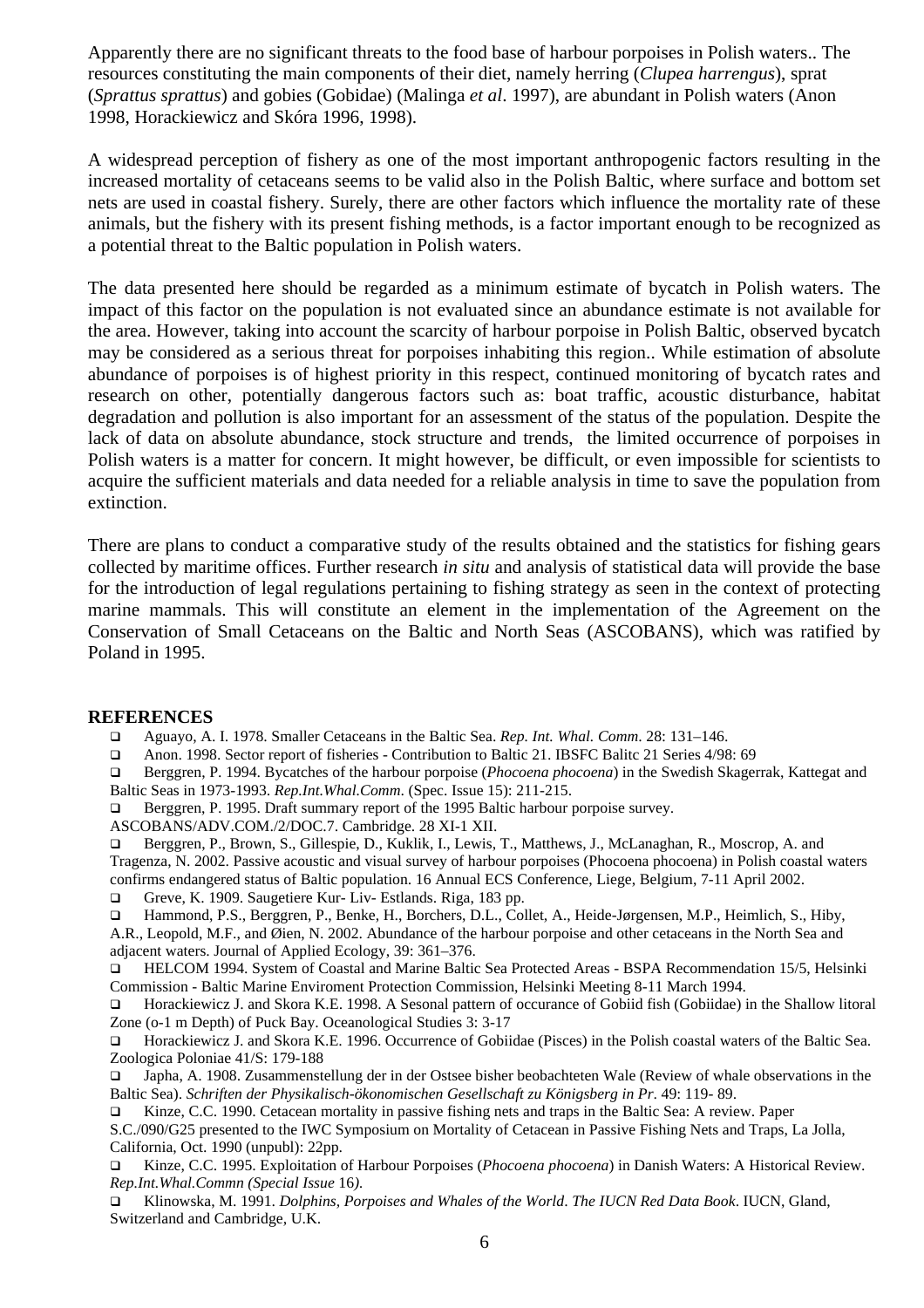Apparently there are no significant threats to the food base of harbour porpoises in Polish waters.. The resources constituting the main components of their diet, namely herring (*Clupea harrengus*), sprat (*Sprattus sprattus*) and gobies (Gobidae) (Malinga *et al*. 1997), are abundant in Polish waters (Anon 1998, Horackiewicz and Skóra 1996, 1998).

A widespread perception of fishery as one of the most important anthropogenic factors resulting in the increased mortality of cetaceans seems to be valid also in the Polish Baltic, where surface and bottom set nets are used in coastal fishery. Surely, there are other factors which influence the mortality rate of these animals, but the fishery with its present fishing methods, is a factor important enough to be recognized as a potential threat to the Baltic population in Polish waters.

The data presented here should be regarded as a minimum estimate of bycatch in Polish waters. The impact of this factor on the population is not evaluated since an abundance estimate is not available for the area. However, taking into account the scarcity of harbour porpoise in Polish Baltic, observed bycatch may be considered as a serious threat for porpoises inhabiting this region.. While estimation of absolute abundance of porpoises is of highest priority in this respect, continued monitoring of bycatch rates and research on other, potentially dangerous factors such as: boat traffic, acoustic disturbance, habitat degradation and pollution is also important for an assessment of the status of the population. Despite the lack of data on absolute abundance, stock structure and trends, the limited occurrence of porpoises in Polish waters is a matter for concern. It might however, be difficult, or even impossible for scientists to acquire the sufficient materials and data needed for a reliable analysis in time to save the population from extinction.

There are plans to conduct a comparative study of the results obtained and the statistics for fishing gears collected by maritime offices. Further research *in situ* and analysis of statistical data will provide the base for the introduction of legal regulations pertaining to fishing strategy as seen in the context of protecting marine mammals. This will constitute an element in the implementation of the Agreement on the Conservation of Small Cetaceans on the Baltic and North Seas (ASCOBANS), which was ratified by Poland in 1995.

## REFERENCES

- Aguayo, A. I. 1978. Smaller Cetaceans in the Baltic Sea. *Rep. Int. Whal. Comm.* 28: 131–146.
- Anon. 1998. Sector report of fisheries - Contribution to Baltic 21. IBSFC Balitc 21 Series 4/98: 69
- Berggren, P. 1994. Bycatches of the harbour porpoise (*Phocoena phocoena*) in the Swedish Skagerrak, Kattegat and Baltic Seas in 1973-1993. *Rep.Int.Whal.Comm*. (Spec. Issue 15): 211-215.
- Berggren, P. 1995. Draft summary report of the 1995 Baltic harbour porpoise survey. ASCOBANS/ADV.COM./2/DOC.7. Cambridge. 28 XI-1 XII.
- Berggren, P., Brown, S., Gillespie, D., Kuklik, I., Lewis, T., Matthews, J., McLanaghan, R., Moscrop, A. and Tragenza, N. 2002. Passive acoustic and visual survey of harbour porpoises (Phocoena phocoena) in Polish coastal waters confirms endangered status of Baltic population. 16 Annual ECS Conference, Liege, Belgium, 7-11 April 2002.
- Greve, K. 1909. Saugetiere Kur- Liv- Estlands. Riga, 183 pp.
- Hammond, P.S., Berggren, P., Benke, H., Borchers, D.L., Collet, A., Heide-Jørgensen, M.P., Heimlich, S., Hiby, A.R., Leopold, M.F., and Øien, N. 2002. Abundance of the harbour porpoise and other cetaceans in the North Sea and adjacent waters. Journal of Applied Ecology, 39: 361–376.
- HELCOM 1994. System of Coastal and Marine Baltic Sea Protected Areas - BSPA Recommendation 15/5, Helsinki Commission - Baltic Marine Enviroment Protection Commission, Helsinki Meeting 8-11 March 1994.
- Horackiewicz J. and Skora K.E. 1998. A Sesonal pattern of occurance of Gobiid fish (Gobiidae) in the Shallow litoral Zone (o-1 m Depth) of Puck Bay. Oceanological Studies 3: 3-17
- Horackiewicz J. and Skora K.E. 1996. Occurrence of Gobiidae (Pisces) in the Polish coastal waters of the Baltic Sea. Zoologica Poloniae 41/S: 179-188
- Japha, A. 1908. Zusammenstellung der in der Ostsee bisher beobachteten Wale (Review of whale observations in the Baltic Sea). *Schriften der Physikalisch-ökonomischen Gesellschaft zu Königsberg in Pr*. 49: 119- 89.
- Kinze, C.C. 1990. Cetacean mortality in passive fishing nets and traps in the Baltic Sea: A review. Paper S.C./090/G25 presented to the IWC Symposium on Mortality of Cetacean in Passive Fishing Nets and Traps, La Jolla, California, Oct. 1990 (unpubl): 22pp.
- Kinze, C.C. 1995. Exploitation of Harbour Porpoises (*Phocoena phocoena*) in Danish Waters: A Historical Review. *Rep.Int.Whal.Commn (Special Issue* 16*)*.
- Klinowska, M. 1991. *Dolphins, Porpoises and Whales of the World*. *The IUCN Red Data Book*. IUCN, Gland, Switzerland and Cambridge, U.K.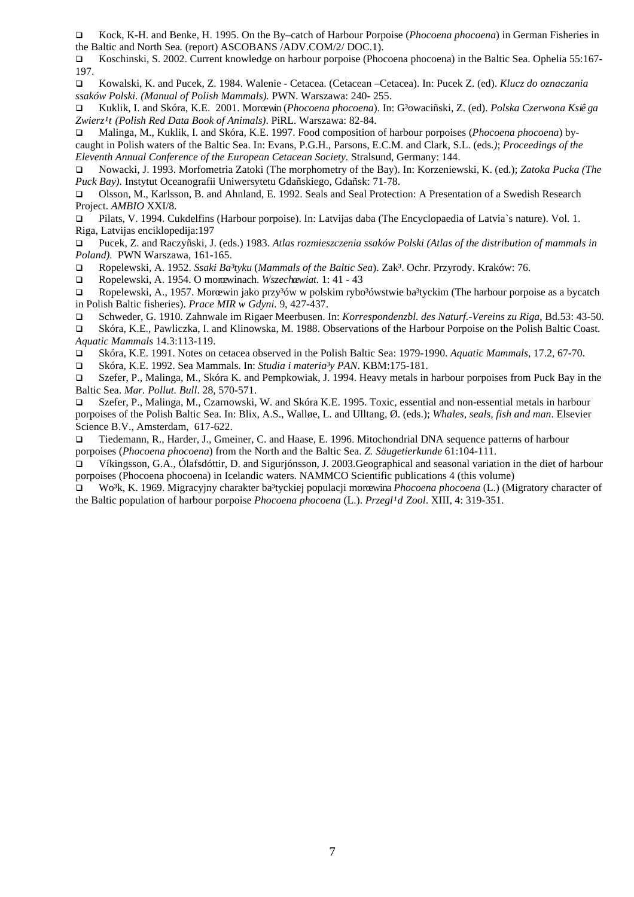- Kock, K-H. and Benke, H. 1995. On the By–catch of Harbour Porpoise (*Phocoena phocoena*) in German Fisheries in the Baltic and North Sea. (report) ASCOBANS /ADV.COM/2/ DOC.1).
- Koschinski, S. 2002. Current knowledge on harbour porpoise (Phocoena phocoena) in the Baltic Sea. Ophelia 55:167-197.
- Kowalski, K. and Pucek, Z. 1984. Walenie - Cetacea. (Cetacean –Cetacea). In: Pucek Z. (ed). *Klucz do oznaczania ssaków Polski. (Manual of Polish Mammals).* PWN. Warszawa: 240- 255.
- Kuklik, I. and Skóra, K.E. 2001. Morœwin (*Phocoena phocoena*). In: G³owaciñski, Z. (ed). *Polska Czerwona Ksiê ga Zwierz¹t (Polish Red Data Book of Animals)*. PiRL. Warszawa: 82-84.
- Malinga, M., Kuklik, I. and Skóra, K.E. 1997. Food composition of harbour porpoises (*Phocoena phocoena*) by-caught in Polish waters of the Baltic Sea. In: Evans, P.G.H., Parsons, E.C.M. and Clark, S.L. (eds.); *Proceedings of the Eleventh Annual Conference of the European Cetacean Society.* Stralsund, Germany: 144.
- Nowacki, J. 1993. Morfometria Zatoki (The morphometry of the Bay). In: Korzeniewski, K. (ed.); *Zatoka Pucka (The Puck Bay).* Instytut Oceanografii Uniwersytetu Gdañskiego, Gdañsk: 71-78.
- Olsson, M., Karlsson, B. and Ahnland, E. 1992. Seals and Seal Protection: A Presentation of a Swedish Research Project. *AMBIO* XXI/8.
- Pilats, V. 1994. Cukdelfins (Harbour porpoise). In: Latvijas daba (The Encyclopaedia of Latvia`s nature). Vol. 1. Riga, Latvijas enciklopedija:197
- Pucek, Z. and Raczyñski, J. (eds.) 1983. *Atlas rozmieszczenia ssaków Polski (Atlas of the distribution of mammals in Poland).* PWN Warszawa, 161-165.
- Ropelewski, A. 1952. *Ssaki Ba³tyku* (*Mammals of the Baltic Sea*). Zak³. Ochr. Przyrody. Kraków: 76.
- Ropelewski, A. 1954. O morœwinach. *Wszechœwiat*. 1: 41 - 43
- Ropelewski, A., 1957. Morœwin jako przy³ów w polskim rybo³ówstwie ba³tyckim (The harbour porpoise as a bycatch in Polish Baltic fisheries). *Prace MIR w Gdyni.* 9, 427-437.
- Schweder, G. 1910. Zahnwale im Rigaer Meerbusen. In: *Korrespondenzbl. des Naturf.-Vereins zu Riga*, Bd.53: 43-50.
- Skóra, K.E., Pawliczka, I. and Klinowska, M. 1988. Observations of the Harbour Porpoise on the Polish Baltic Coast. *Aquatic Mammals* 14.3:113-119.
- Skóra, K.E. 1991. Notes on cetacea observed in the Polish Baltic Sea: 1979-1990. *Aquatic Mammals*, 17.2, 67-70.
- Skóra, K.E. 1992. Sea Mammals. In: *Studia i materia³y PAN*. KBM:175-181.
- Szefer, P., Malinga, M., Skóra K. and Pempkowiak, J. 1994. Heavy metals in harbour porpoises from Puck Bay in the Baltic Sea. *Mar. Pollut. Bull*. 28, 570-571.
- Szefer, P., Malinga, M., Czarnowski, W. and Skóra K.E. 1995. Toxic, essential and non-essential metals in harbour porpoises of the Polish Baltic Sea. In: Blix, A.S., Walløe, L. and Ulltang, Ø. (eds.); *Whales, seals, fish and man*. Elsevier Science B.V., Amsterdam, 617-622.
- Tiedemann, R., Harder, J., Gmeiner, C. and Haase, E. 1996. Mitochondrial DNA sequence patterns of harbour porpoises (*Phocoena phocoena*) from the North and the Baltic Sea. *Z. Säugetierkunde* 61:104-111.
- Víkingsson, G.A., Ólafsdóttir, D. and Sigurjónsson, J. 2003.Geographical and seasonal variation in the diet of harbour porpoises (Phocoena phocoena) in Icelandic waters. NAMMCO Scientific publications 4 (this volume)
- Wo³k, K. 1969. Migracyjny charakter ba³tyckiej populacji morœwina *Phocoena phocoena* (L.) (Migratory character of the Baltic population of harbour porpoise *Phocoena phocoena* (L.). *Przegl¹d Zool*. XIII, 4: 319-351.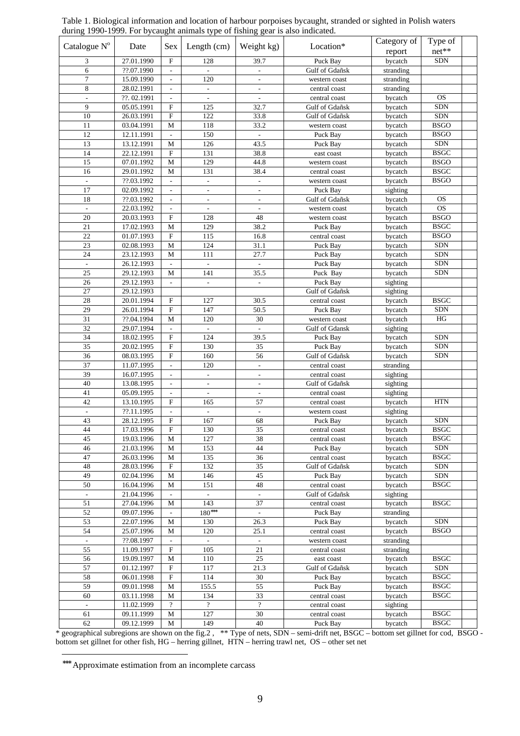Table 1. Biological information and location of harbour porpoises bycaught, stranded or sighted in Polish waters during 1990-1999. For bycaught animals type of fishing gear is also indicated.

| Catalogue N° | Date | Sex | Length (cm) | Weight kg) | Location* | Category of report | Type of net** |
|---|---|---|---|---|---|---|---|
| 3 | 27.01.1990 | F | 128 | 39.7 | Puck Bay | bycatch | SDN |
| 6 | ??.07.1990 | - | - | - | Gulf of Gdañsk | stranding | |
| 7 | 15.09.1990 | - | 120 | - | western coast | stranding | |
| 8 | 28.02.1991 | - | - | - | central coast | stranding | |
| - | ??. 02.1991 | - | - | - | central coast | bycatch | OS |
| 9 | 05.05.1991 | F | 125 | 32.7 | Gulf of Gdañsk | bycatch | SDN |
| 10 | 26.03.1991 | F | 122 | 33.8 | Gulf of Gdañsk | bycatch | SDN |
| 11 | 03.04.1991 | M | 118 | 33.2 | western coast | bycatch | BSGO |
| 12 | 12.11.1991 | - | 150 | - | Puck Bay | bycatch | BSGO |
| 13 | 13.12.1991 | M | 126 | 43.5 | Puck Bay | bycatch | SDN |
| 14 | 22.12.1991 | F | 131 | 38.8 | east coast | bycatch | BSGC |
| 15 | 07.01.1992 | M | 129 | 44.8 | western coast | bycatch | BSGO |
| 16 | 29.01.1992 | M | 131 | 38.4 | central coast | bycatch | BSGC |
| - | ??.03.1992 | - | - | - | western coast | bycatch | BSGO |
| 17 | 02.09.1992 | - | - | - | Puck Bay | sighting | |
| 18 | ??.03.1992 | - | - | - | Gulf of Gdañsk | bycatch | OS |
| - | 22.03.1992 | - | - | - | western coast | bycatch | OS |
| 20 | 20.03.1993 | F | 128 | 48 | western coast | bycatch | BSGO |
| 21 | 17.02.1993 | M | 129 | 38.2 | Puck Bay | bycatch | BSGC |
| 22 | 01.07.1993 | F | 115 | 16.8 | central coast | bycatch | BSGO |
| 23 | 02.08.1993 | M | 124 | 31.1 | Puck Bay | bycatch | SDN |
| 24 | 23.12.1993 | M | 111 | 27.7 | Puck Bay | bycatch | SDN |
| - | 26.12.1993 | - | - | - | Puck Bay | bycatch | SDN |
| 25 | 29.12.1993 | M | 141 | 35.5 | Puck Bay | bycatch | SDN |
| 26 | 29.12.1993 | - | - | - | Puck Bay | sighting | |
| 27 | 29.12.1993 | | | | Gulf of Gdañsk | sighting | |
| 28 | 20.01.1994 | F | 127 | 30.5 | central coast | bycatch | BSGC |
| 29 | 26.01.1994 | F | 147 | 50.5 | Puck Bay | bycatch | SDN |
| 31 | ??.04.1994 | M | 120 | 30 | western coast | bycatch | HG |
| 32 | 29.07.1994 | - | - | - | Gulf of Gdansk | sighting | |
| 34 | 18.02.1995 | F | 124 | 39.5 | Puck Bay | bycatch | SDN |
| 35 | 20.02.1995 | F | 130 | 35 | Puck Bay | bycatch | SDN |
| 36 | 08.03.1995 | F | 160 | 56 | Gulf of Gdañsk | bycatch | SDN |
| 37 | 11.07.1995 | - | 120 | - | central coast | stranding | |
| 39 | 16.07.1995 | - | - | - | central coast | sighting | |
| 40 | 13.08.1995 | - | - | - | Gulf of Gdañsk | sighting | |
| 41 | 05.09.1995 | - | - | - | central coast | sighting | |
| 42 | 13.10.1995 | F | 165 | 57 | central coast | bycatch | HTN |
| - | ??.11.1995 | - | - | - | western coast | sighting | |
| 43 | 28.12.1995 | F | 167 | 68 | Puck Bay | bycatch | SDN |
| 44 | 17.03.1996 | F | 130 | 35 | central coast | bycatch | BSGC |
| 45 | 19.03.1996 | M | 127 | 38 | central coast | bycatch | BSGC |
| 46 | 21.03.1996 | M | 153 | 44 | Puck Bay | bycatch | SDN |
| 47 | 26.03.1996 | M | 135 | 36 | central coast | bycatch | BSGC |
| 48 | 28.03.1996 | F | 132 | 35 | Gulf of Gdañsk | bycatch | SDN |
| 49 | 02.04.1996 | M | 146 | 45 | Puck Bay | bycatch | SDN |
| 50 | 16.04.1996 | M | 151 | 48 | central coast | bycatch | BSGC |
| - | 21.04.1996 | - | - | - | Gulf of Gdañsk | sighting | |
| 51 | 27.04.1996 | M | 143 | 37 | central coast | bycatch | BSGC |
| 52 | 09.07.1996 | - | 180*** | - | Puck Bay | stranding | |
| 53 | 22.07.1996 | M | 130 | 26.3 | Puck Bay | bycatch | SDN |
| 54 | 25.07.1996 | M | 120 | 25.1 | central coast | bycatch | BSGO |
| - | ??.08.1997 | - | - | - | western coast | stranding | |
| 55 | 11.09.1997 | F | 105 | 21 | central coast | stranding | |
| 56 | 19.09.1997 | M | 110 | 25 | east coast | bycatch | BSGC |
| 57 | 01.12.1997 | F | 117 | 21.3 | Gulf of Gdañsk | bycatch | SDN |
| 58 | 06.01.1998 | F | 114 | 30 | Puck Bay | bycatch | BSGC |
| 59 | 09.01.1998 | M | 155.5 | 55 | Puck Bay | bycatch | BSGC |
| 60 | 03.11.1998 | M | 134 | 33 | central coast | bycatch | BSGC |
| - | 11.02.1999 | ? | ? | ? | central coast | sighting | |
| 61 | 09.11.1999 | M | 127 | 30 | central coast | bycatch | BSGC |
| 62 | 09.12.1999 | M | 149 | 40 | Puck Bay | bycatch | BSGC |

\* geographical subregions are shown on the fig.2 , ** Type of nets, SDN – semi-drift net, BSGC – bottom set gillnet for cod, BSGO - bottom set gillnet for other fish, HG – herring gillnet, HTN – herring trawl net, OS – other set net

*** Approximate estimation from an incomplete carcass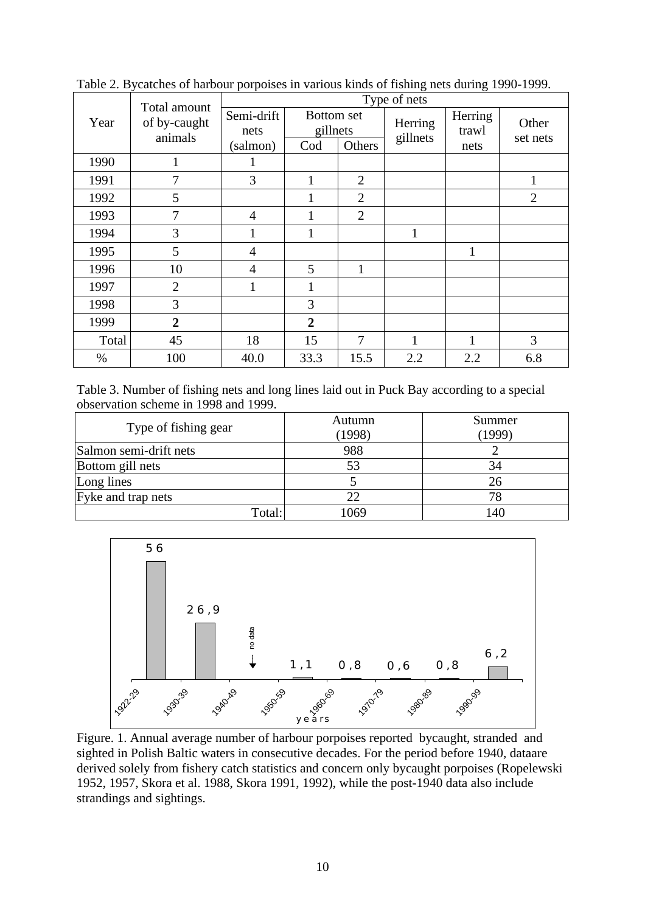Table 2. Bycatches of harbour porpoises in various kinds of fishing nets during 1990-1999.

| Year | Total amount of by-caught animals | Type of nets | | | | | |
|---|---|---|---|---|---|---|---|
| | | Semi-drift nets (salmon) | Bottom set gillnets | | Herring gillnets | Herring trawl nets | Other set nets |
| | | | Cod | Others | | | |
| 1990 | 1 | 1 | | | | | |
| 1991 | 7 | 3 | 1 | 2 | | | 1 |
| 1992 | 5 | | 1 | 2 | | | 2 |
| 1993 | 7 | 4 | 1 | 2 | | | |
| 1994 | 3 | 1 | 1 | | 1 | | |
| 1995 | 5 | 4 | | | | 1 | |
| 1996 | 10 | 4 | 5 | 1 | | | |
| 1997 | 2 | 1 | 1 | | | | |
| 1998 | 3 | | 3 | | | | |
| 1999 | **2** | | **2** | | | | |
| Total | 45 | 18 | 15 | 7 | 1 | 1 | 3 |
| % | 100 | 40.0 | 33.3 | 15.5 | 2.2 | 2.2 | 6.8 |

Table 3. Number of fishing nets and long lines laid out in Puck Bay according to a special observation scheme in 1998 and 1999.

| Type of fishing gear | Autumn (1998) | Summer (1999) |
|---|---|---|
| Salmon semi-drift nets | 988 | 2 |
| Bottom gill nets | 53 | 34 |
| Long lines | 5 | 26 |
| Fyke and trap nets | 22 | 78 |
| Total: | 1069 | 140 |

Figure. 1. Annual average number of harbour porpoises reported bycaught, stranded and sighted in Polish Baltic waters in consecutive decades. For the period before 1940, dataare derived solely from fishery catch statistics and concern only bycaught porpoises (Ropelewski 1952, 1957, Skora et al. 1988, Skora 1991, 1992), while the post-1940 data also include strandings and sightings.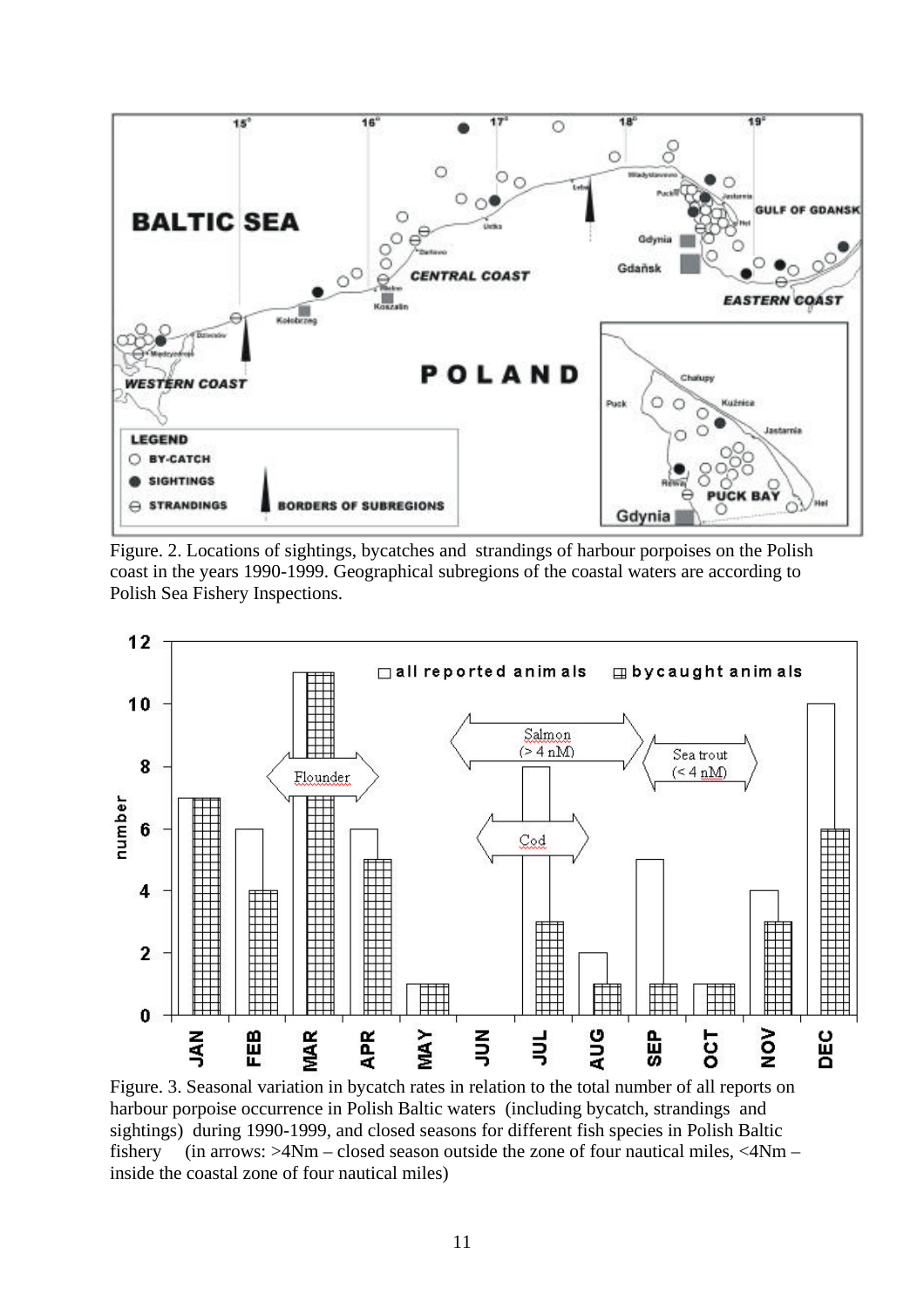Figure. 2. Locations of sightings, bycatches and strandings of harbour porpoises on the Polish coast in the years 1990-1999. Geographical subregions of the coastal waters are according to Polish Sea Fishery Inspections.

Figure. 3. Seasonal variation in bycatch rates in relation to the total number of all reports on harbour porpoise occurrence in Polish Baltic waters (including bycatch, strandings and sightings) during 1990-1999, and closed seasons for different fish species in Polish Baltic fishery (in arrows: >4Nm – closed season outside the zone of four nautical miles, <4Nm – inside the coastal zone of four nautical miles)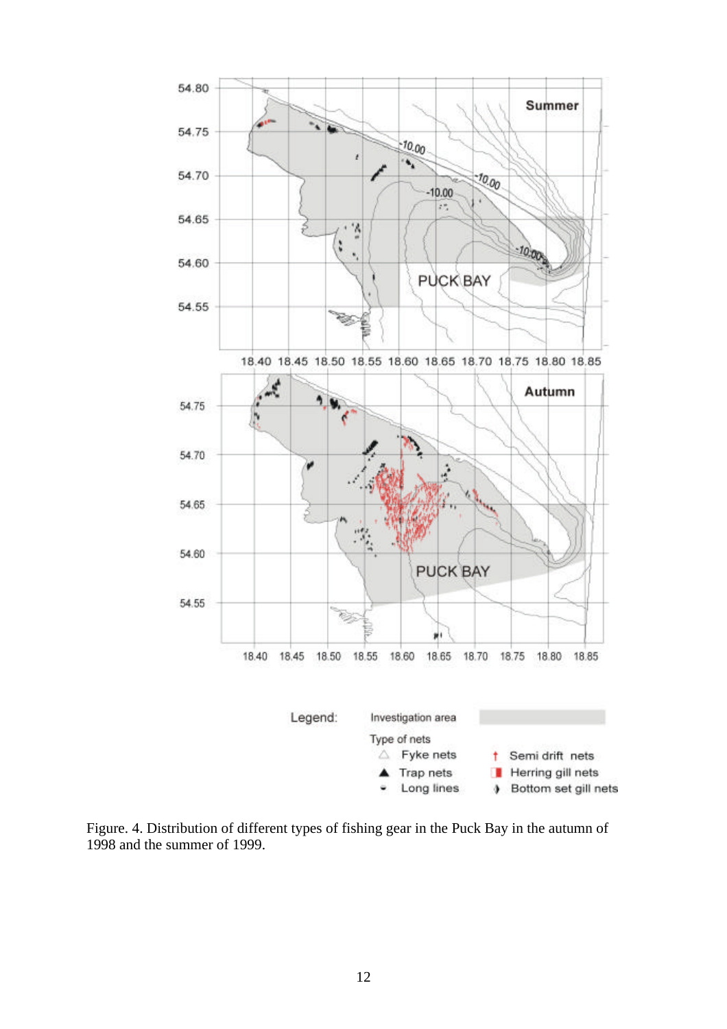Figure. 4. Distribution of different types of fishing gear in the Puck Bay in the autumn of 1998 and the summer of 1999.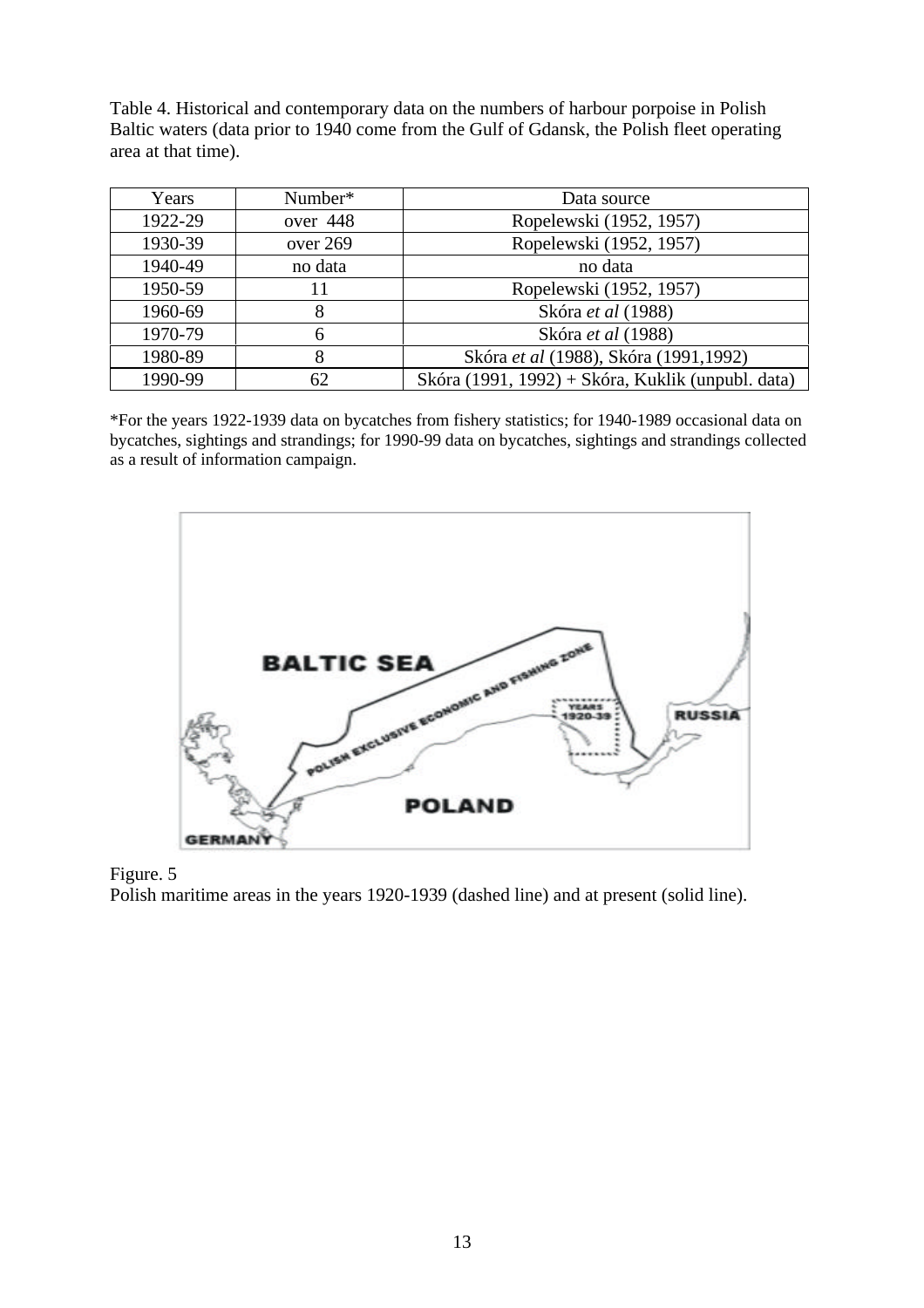Table 4. Historical and contemporary data on the numbers of harbour porpoise in Polish Baltic waters (data prior to 1940 come from the Gulf of Gdansk, the Polish fleet operating area at that time).

| Years | Number* | Data source |
|---|---|---|
| 1922-29 | over 448 | Ropelewski (1952, 1957) |
| 1930-39 | over 269 | Ropelewski (1952, 1957) |
| 1940-49 | no data | no data |
| 1950-59 | 11 | Ropelewski (1952, 1957) |
| 1960-69 | 8 | Skóra *et al* (1988) |
| 1970-79 | 6 | Skóra *et al* (1988) |
| 1980-89 | 8 | Skóra *et al* (1988), Skóra (1991,1992) |
| 1990-99 | 62 | Skóra (1991, 1992) + Skóra, Kuklik (unpubl. data) |

*For the years 1922-1939 data on bycatches from fishery statistics; for 1940-1989 occasional data on bycatches, sightings and strandings; for 1990-99 data on bycatches, sightings and strandings collected as a result of information campaign.

Figure. 5
Polish maritime areas in the years 1920-1939 (dashed line) and at present (solid line).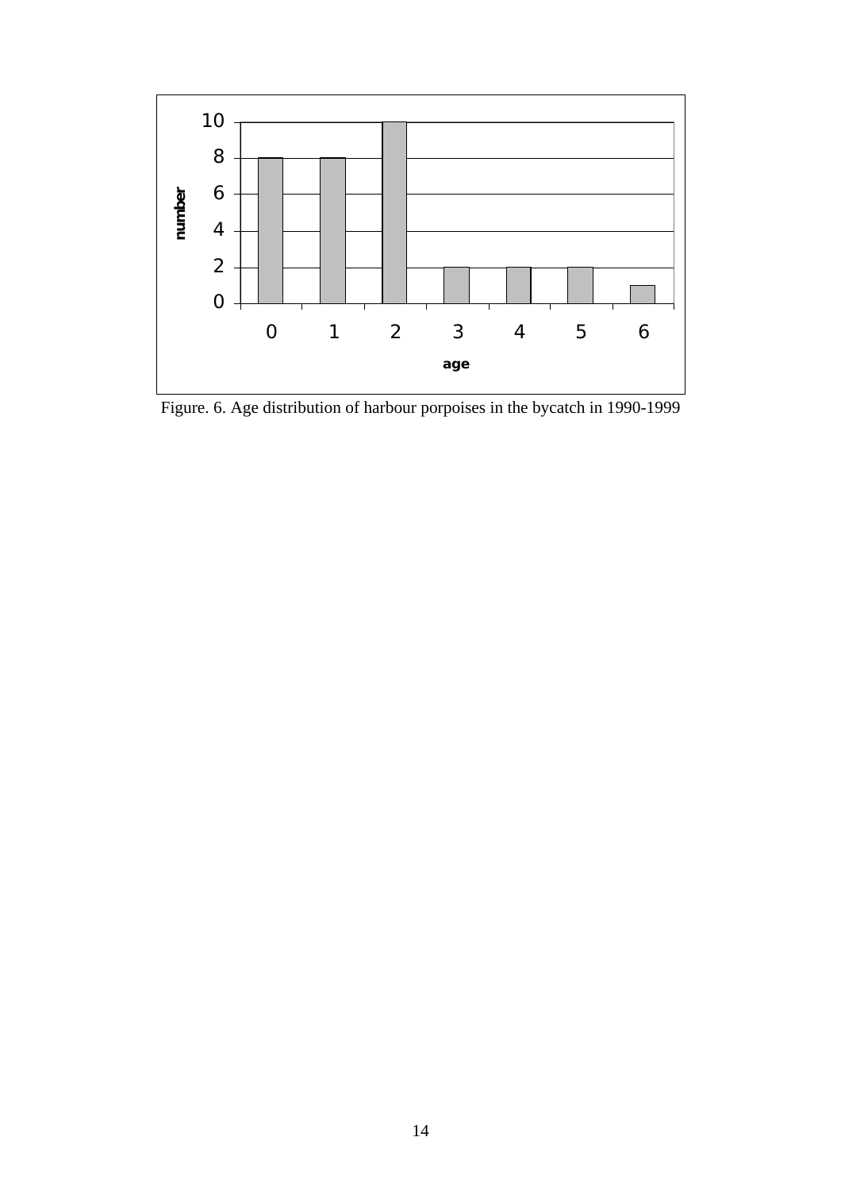10
8
6
4
2
0

number

0 1 2 3 4 5 6

age

Figure. 6. Age distribution of harbour porpoises in the bycatch in 1990-1999